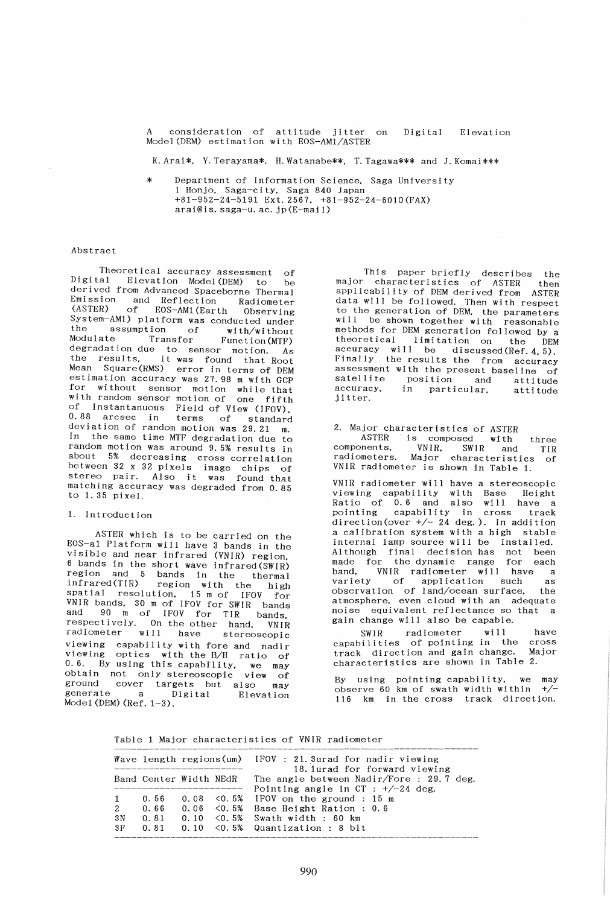# A consideration of attitude jitter on Digital Elevation Model(DEM) estimation with EOS-AM1/ASTER

K.Arai*, Y.Terayama*, H.Watanabe**, T.Tagawa*** and J.Komai***

\* Department of Information Science, Saga University
1 Honjo, Saga-city, Saga 840 Japan
+81-952-24-5191 Ext.2567, +81-952-24-6010(FAX)
arai@is.saga-u.ac.jp(E-mail)

## Abstract

Theoretical accuracy assessment of Digital Elevation Model(DEM) to be derived from Advanced Spaceborne Thermal Emission and Reflection Radiometer (ASTER) of EOS-AM1(Earth Observing System-AM1) platform was conducted under the assumption of with/without Modulate Transfer Function(MTF) degradation due to sensor motion. As the results, it was found that Root Mean Square(RMS) error in terms of DEM estimation accuracy was 27.98 m with GCP for without sensor motion while that with random sensor motion of one fifth of Instantaneous Field of View (IFOV), 0.88 arcsec in terms of standard deviation of random motion was 29.21 m. In the same time MTF degradation due to random motion was around 9.5% results in about 5% decreasing cross correlation between 32 x 32 pixels image chips of stereo pair. Also it was found that matching accuracy was degraded from 0.85 to 1.35 pixel.

## 1. Introduction

ASTER which is to be carried on the EOS-a1 Platform will have 3 bands in the visible and near infrared (VNIR) region, 6 bands in the short wave infrared(SWIR) region and 5 bands in the thermal infrared(TIR) region with the high spatial resolution, 15 m of IFOV for VNIR bands, 30 m of IFOV for SWIR bands and 90 m of IFOV for TIR bands, respectively. On the other hand, VNIR radiometer will have stereoscopic viewing capability with fore and nadir viewing optics with the B/H ratio of 0.6. By using this capability, we may obtain not only stereoscopic view of ground cover targets but also may generate a Digital Elevation Model(DEM)(Ref.1-3).

This paper briefly describes the major characteristics of ASTER then applicability of DEM derived from ASTER data will be followed. Then with respect to the generation of DEM, the parameters will be shown together with reasonable methods for DEM generation followed by a theoretical limitation on the DEM accuracy will be discussed(Ref.4,5). Finally the results the from accuracy assessment with the present baseline of satellite position and attitude accuracy, in particular, attitude jitter.

## 2. Major characteristics of ASTER

ASTER is composed with three components, VNIR, SWIR and TIR radiometers. Major characteristics of VNIR radiometer is shown in Table 1.

VNIR radiometer will have a stereoscopic viewing capability with Base Height Ratio of 0.6 and also will have a pointing capability in cross track direction(over +/- 24 deg.). In addition a calibration system with a high stable internal lamp source will be installed. Although final decision has not been made for the dynamic range for each band, VNIR radiometer will have a variety of application such as observation of land/ocean surface, the atmosphere, even cloud with an adequate noise equivalent reflectance so that a gain change will also be capable.

SWIR radiometer will have capabilities of pointing in the cross track direction and gain change. Major characteristics are shown in Table 2.

By using pointing capability, we may observe 60 km of swath width within +/- 116 km in the cross track direction.

Table 1 Major characteristics of VNIR radiometer

| Wave length regions(um) | | | | IFOV : 21.3urad for nadir viewing<br>18.1urad for forward viewing |
|---|---|---|---|---|
| Band | Center | Width | NEdR | The angle between Nadir/Fore : 29.7 deg.<br>Pointing angle in CT : +/-24 deg. |
| 1 | 0.56 | 0.08 | <0.5% | IFOV on the ground : 15 m |
| 2 | 0.66 | 0.06 | <0.5% | Base Height Ration : 0.6 |
| 3N | 0.81 | 0.10 | <0.5% | Swath width : 60 km |
| 3F | 0.81 | 0.10 | <0.5% | Quantization : 8 bit |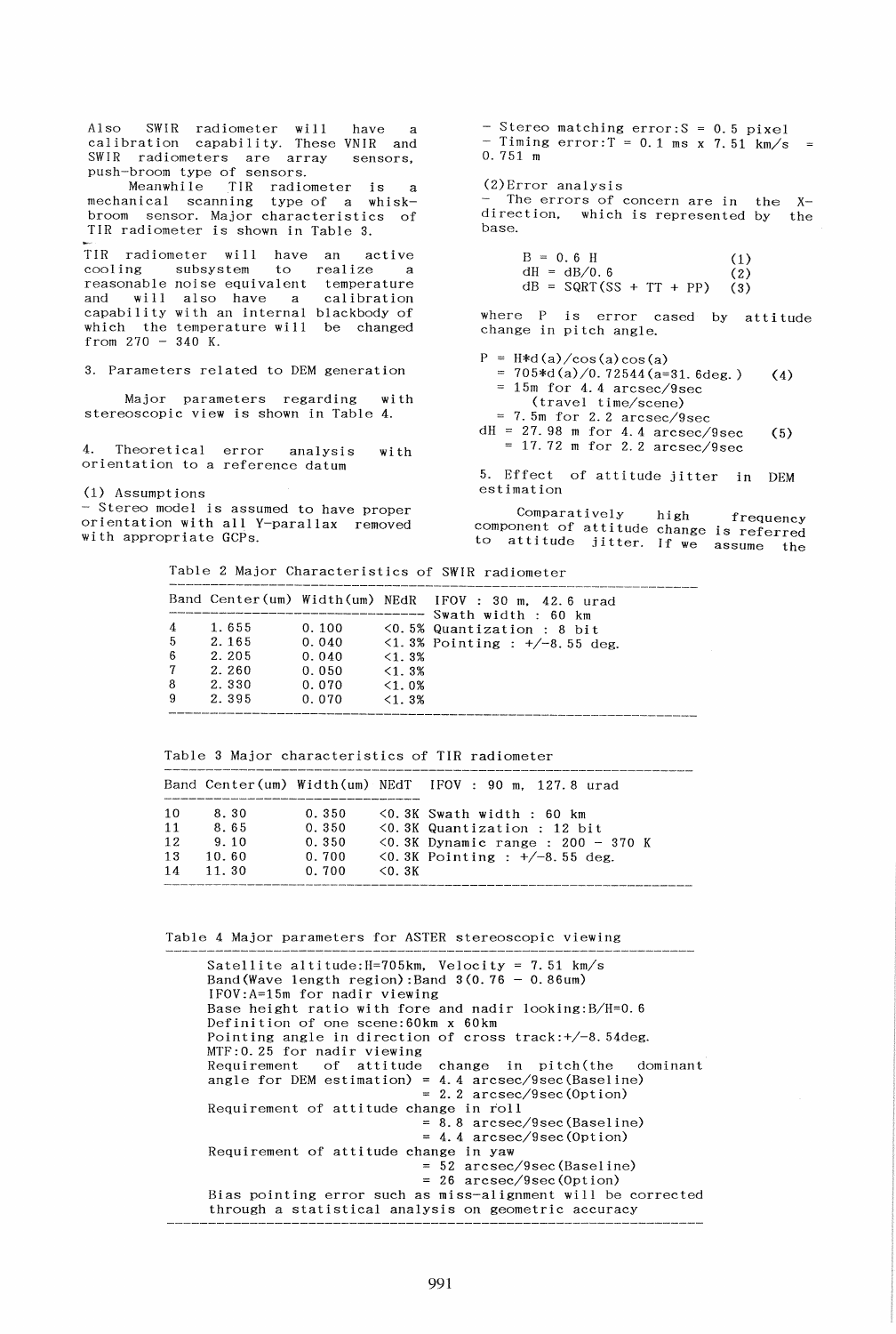Also SWIR radiometer will have a calibration capability. These VNIR and SWIR radiometers are array sensors, push-broom type of sensors.

Meanwhile TIR radiometer is a mechanical scanning type of a whisk-broom sensor. Major characteristics of TIR radiometer is shown in Table 3.

TIR radiometer will have an active cooling subsystem to realize a reasonable noise equivalent temperature and will also have a calibration capability with an internal blackbody of which the temperature will be changed from 270 - 340 K.

## 3. Parameters related to DEM generation

Major parameters regarding with stereoscopic view is shown in Table 4.

## 4. Theoretical error analysis with orientation to a reference datum

(1) Assumptions

- Stereo model is assumed to have proper orientation with all Y-parallax removed with appropriate GCPs.
- Stereo matching error: S = 0.5 pixel
- Timing error: T = 0.1 ms x 7.51 km/s = 0.751 m

(2) Error analysis

- The errors of concern are in the X-direction, which is represented by the base.

$$B = 0.6\ H \quad (1)$$

$$dH = dB/0.6 \quad (2)$$

$$dB = \mathrm{SQRT}(SS + TT + PP) \quad (3)$$

where P is error cased by attitude change in pitch angle.

$$P = H*d(a)/\cos(a)\cos(a)$$
$$= 705*d(a)/0.72544 \,(a=31.6\text{deg.}) \quad (4)$$
$$= 15\text{m for } 4.4 \text{ arcsec/9sec (travel time/scene)}$$
$$= 7.5\text{m for } 2.2 \text{ arcsec/9sec}$$

$$dH = 27.98 \text{ m for } 4.4 \text{ arcsec/9sec} \quad (5)$$
$$= 17.72 \text{ m for } 2.2 \text{ arcsec/9sec}$$

## 5. Effect of attitude jitter in DEM estimation

Comparatively high frequency component of attitude change is referred to attitude jitter. If we assume the

Table 2 Major Characteristics of SWIR radiometer

| Band | Center(um) | Width(um) | NEdR | |
|---|---|---|---|---|
| | | | | IFOV : 30 m, 42.6 urad |
| | | | | Swath width : 60 km |
| 4 | 1.655 | 0.100 | <0.5% | Quantization : 8 bit |
| 5 | 2.165 | 0.040 | <1.3% | Pointing : +/-8.55 deg. |
| 6 | 2.205 | 0.040 | <1.3% | |
| 7 | 2.260 | 0.050 | <1.3% | |
| 8 | 2.330 | 0.070 | <1.0% | |
| 9 | 2.395 | 0.070 | <1.3% | |

Table 3 Major characteristics of TIR radiometer

| Band | Center(um) | Width(um) | NEdT | IFOV : 90 m, 127.8 urad |
|---|---|---|---|---|
| 10 | 8.30 | 0.350 | <0.3K | Swath width : 60 km |
| 11 | 8.65 | 0.350 | <0.3K | Quantization : 12 bit |
| 12 | 9.10 | 0.350 | <0.3K | Dynamic range : 200 - 370 K |
| 13 | 10.60 | 0.700 | <0.3K | Pointing : +/-8.55 deg. |
| 14 | 11.30 | 0.700 | <0.3K | |

Table 4 Major parameters for ASTER stereoscopic viewing

Satellite altitude: H=705km, Velocity = 7.51 km/s
Band(Wave length region): Band 3(0.76 - 0.86um)
IFOV: A=15m for nadir viewing
Base height ratio with fore and nadir looking: B/H=0.6
Definition of one scene: 60km x 60km
Pointing angle in direction of cross track: +/-8.54deg.
MTF: 0.25 for nadir viewing
Requirement of attitude change in pitch(the dominant angle for DEM estimation) = 4.4 arcsec/9sec(Baseline)
= 2.2 arcsec/9sec(Option)
Requirement of attitude change in roll
= 8.8 arcsec/9sec(Baseline)
= 4.4 arcsec/9sec(Option)
Requirement of attitude change in yaw
= 52 arcsec/9sec(Baseline)
= 26 arcsec/9sec(Option)
Bias pointing error such as miss-alignment will be corrected through a statistical analysis on geometric accuracy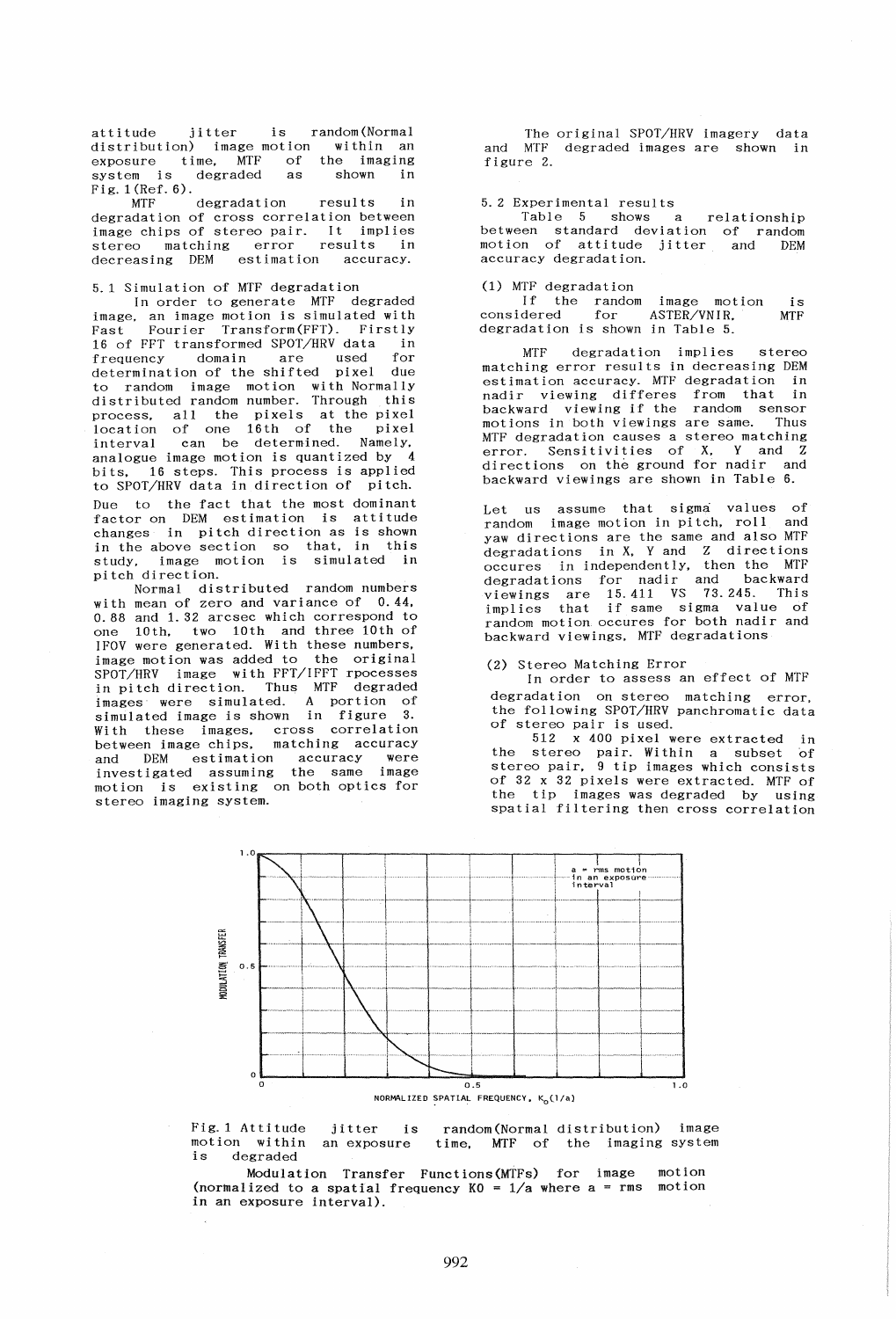attitude jitter is random(Normal distribution) image motion within an exposure time, MTF of the imaging system is degraded as shown in Fig.1(Ref.6).

MTF degradation results in degradation of cross correlation between image chips of stereo pair. It implies stereo matching error results in decreasing DEM estimation accuracy.

5.1 Simulation of MTF degradation

In order to generate MTF degraded image, an image motion is simulated with Fast Fourier Transform(FFT). Firstly 16 of FFT transformed SPOT/HRV data in frequency domain are used for determination of the shifted pixel due to random image motion with Normally distributed random number. Through this process, all the pixels at the pixel location of one 16th of the pixel interval can be determined. Namely, analogue image motion is quantized by 4 bits, 16 steps. This process is applied to SPOT/HRV data in direction of pitch.

Due to the fact that the most dominant factor on DEM estimation is attitude changes in pitch direction as is shown in the above section so that, in this study, image motion is simulated in pitch direction.

Normal distributed random numbers with mean of zero and variance of 0.44, 0.88 and 1.32 arcsec which correspond to one 10th, two 10th and three 10th of IFOV were generated. With these numbers, image motion was added to the original SPOT/HRV image with FFT/IFFT rpocesses in pitch direction. Thus MTF degraded images were simulated. A portion of simulated image is shown in figure 3. With these images, cross correlation between image chips, matching accuracy and DEM estimation accuracy were investigated assuming the same image motion is existing on both optics for stereo imaging system.

The original SPOT/HRV imagery data and MTF degraded images are shown in figure 2.

5.2 Experimental results

Table 5 shows a relationship between standard deviation of random motion of attitude jitter and DEM accuracy degradation.

(1) MTF degradation

If the random image motion is considered for ASTER/VNIR, MTF degradation is shown in Table 5.

MTF degradation implies stereo matching error results in decreasing DEM estimation accuracy. MTF degradation in nadir viewing differes from that in backward viewing if the random sensor motions in both viewings are same. Thus MTF degradation causes a stereo matching error. Sensitivities of X, Y and Z directions on the ground for nadir and backward viewings are shown in Table 6.

Let us assume that sigma values of random image motion in pitch, roll and yaw directions are the same and also MTF degradations in X, Y and Z directions occures in independently, then the MTF degradations for nadir and backward viewings are 15.411 VS 73.245. This implies that if same sigma value of random motion occures for both nadir and backward viewings, MTF degradations

(2) Stereo Matching Error

In order to assess an effect of MTF degradation on stereo matching error, the following SPOT/HRV panchromatic data of stereo pair is used.

512 x 400 pixel were extracted in the stereo pair. Within a subset of stereo pair, 9 tip images which consists of 32 x 32 pixels were extracted. MTF of the tip images was degraded by using spatial filtering then cross correlation

Fig.1 Attitude jitter is random(Normal distribution) image motion within an exposure time, MTF of the imaging system is degraded

Modulation Transfer Functions(MTFs) for image motion (normalized to a spatial frequency KO = 1/a where a = rms motion in an exposure interval).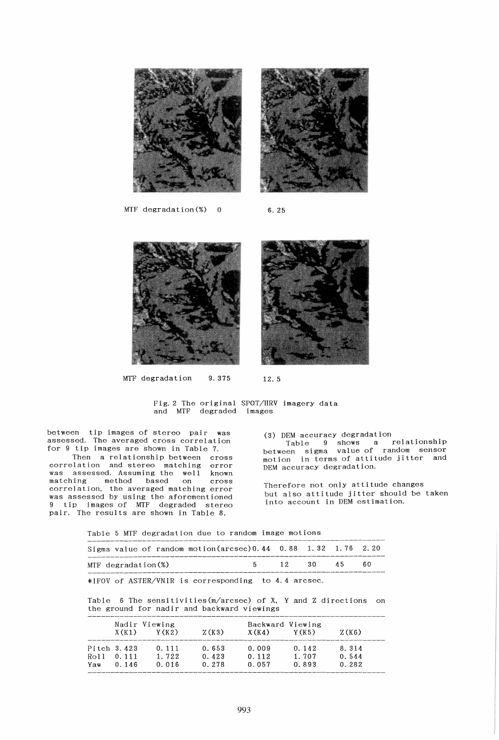MTF degradation(%) 0 6.25

MTF degradation 9.375 12.5

Fig. 2 The original SPOT/HRV imagery data and MTF degraded images

between tip images of stereo pair was assessed. The averaged cross correlation for 9 tip images are shown in Table 7.

Then a relationship between cross correlation and stereo matching error was assessed. Assuming the well known matching method based on cross correlation, the averaged matching error was assessed by using the aforementioned 9 tip images of MTF degraded stereo pair. The results are shown in Table 8.

(3) DEM accuracy degradation

Table 9 shows a relationship between sigma value of random sensor motion in terms of attitude jitter and DEM accuracy degradation.

Therefore not only attitude changes but also attitude jitter should be taken into account in DEM estimation.

Table 5 MTF degradation due to random image motions

| Sigma value of random motion(arcsec) | 0.44 | 0.88 | 1.32 | 1.76 | 2.20 |
|---|---|---|---|---|---|
| MTF degradation(%) | 5 | 12 | 30 | 45 | 60 |

*IFOV of ASTER/VNIR is corresponding to 4.4 arcsec.

Table 6 The sensitivities(m/arcsec) of X, Y and Z directions on the ground for nadir and backward viewings

| | Nadir Viewing | | | Backward Viewing | | |
|---|---|---|---|---|---|---|
| | X(K1) | Y(K2) | Z(K3) | X(K4) | Y(K5) | Z(K6) |
| Pitch | 3.423 | 0.111 | 0.653 | 0.009 | 0.142 | 8.314 |
| Roll | 0.111 | 1.722 | 0.423 | 0.112 | 1.707 | 0.544 |
| Yaw | 0.146 | 0.016 | 0.278 | 0.057 | 0.893 | 0.282 |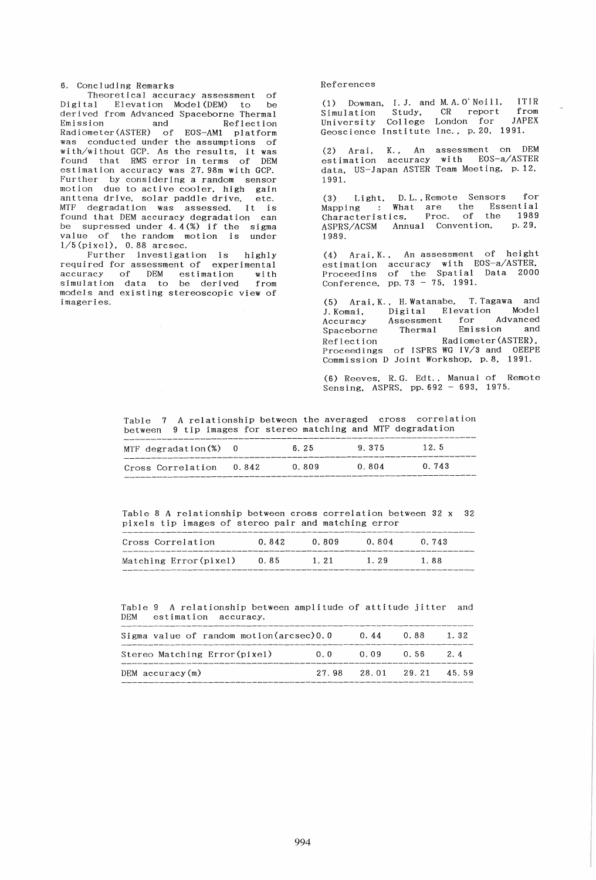## 6. Concluding Remarks

Theoretical accuracy assessment of Digital Elevation Model(DEM) to be derived from Advanced Spaceborne Thermal Emission and Reflection Radiometer(ASTER) of EOS-AM1 platform was conducted under the assumptions of with/without GCP. As the results, it was found that RMS error in terms of DEM estimation accuracy was 27.98m with GCP. Further by considering a random sensor motion due to active cooler, high gain anttena drive, solar paddle drive, etc. MTF degradation was assessed. It is found that DEM accuracy degradation can be supressed under 4.4(%) if the sigma value of the random motion is under 1/5(pixel), 0.88 arcsec.

Further investigation is highly required for assessment of experimental accuracy of DEM estimation with simulation data to be derived from models and existing stereoscopic view of imageries.

## References

(1) Dowman, I.J. and M.A.O'Neill, ITIR Simulation Study, CR report from University College London for JAPEX Geoscience Institute Inc., p.20, 1991.

(2) Arai, K., An assessment on DEM estimation accuracy with EOS-a/ASTER data, US-Japan ASTER Team Meeting, p.12, 1991.

(3) Light, D.L., Remote Sensors for Mapping : What are the Essential Characteristics, Proc. of the 1989 ASPRS/ACSM Annual Convention, p.29, 1989.

(4) Arai, K., An assessment of height estimation accuracy with EOS-a/ASTER, Proceedins of the Spatial Data 2000 Conference, pp.73 - 75, 1991.

(5) Arai, K., H.Watanabe, T.Tagawa and J.Komai, Digital Elevation Model Accuracy Assessment for Advanced Spaceborne Thermal Emission and Reflection Radiometer(ASTER), Proceedings of ISPRS WG IV/3 and OEEPE Commission D Joint Workshop, p.8, 1991.

(6) Reeves, R.G. Edt., Manual of Remote Sensing, ASPRS, pp.692 - 693, 1975.

Table 7 A relationship between the averaged cross correlation between 9 tip images for stereo matching and MTF degradation

| MTF degradation(%) | 0 | 6.25 | 9.375 | 12.5 |
|---|---|---|---|---|
| Cross Correlation | 0.842 | 0.809 | 0.804 | 0.743 |

Table 8 A relationship between cross correlation between 32 x 32 pixels tip images of stereo pair and matching error

| Cross Correlation | 0.842 | 0.809 | 0.804 | 0.743 |
|---|---|---|---|---|
| Matching Error(pixel) | 0.85 | 1.21 | 1.29 | 1.88 |

Table 9 A relationship between amplitude of attitude jitter and DEM estimation accuracy.

| Sigma value of random motion(arcsec) | 0.0 | 0.44 | 0.88 | 1.32 |
|---|---|---|---|---|
| Stereo Matching Error(pixel) | 0.0 | 0.09 | 0.56 | 2.4 |
| DEM accuracy(m) | 27.98 | 28.01 | 29.21 | 45.59 |